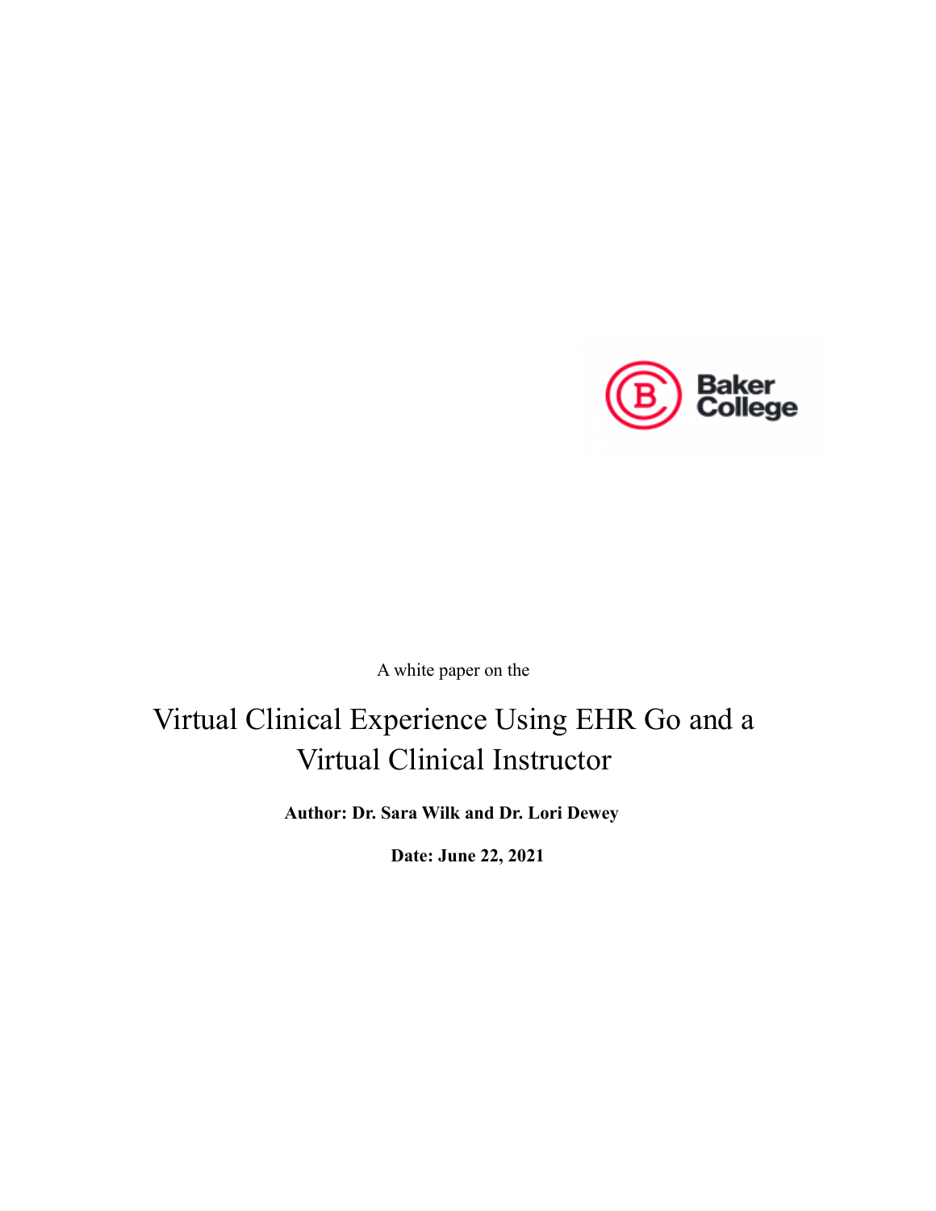A white paper on the

# Virtual Clinical Experience Using EHR Go and a Virtual Clinical Instructor

**Author: Dr. Sara Wilk and Dr. Lori Dewey**

**Date: June 22, 2021**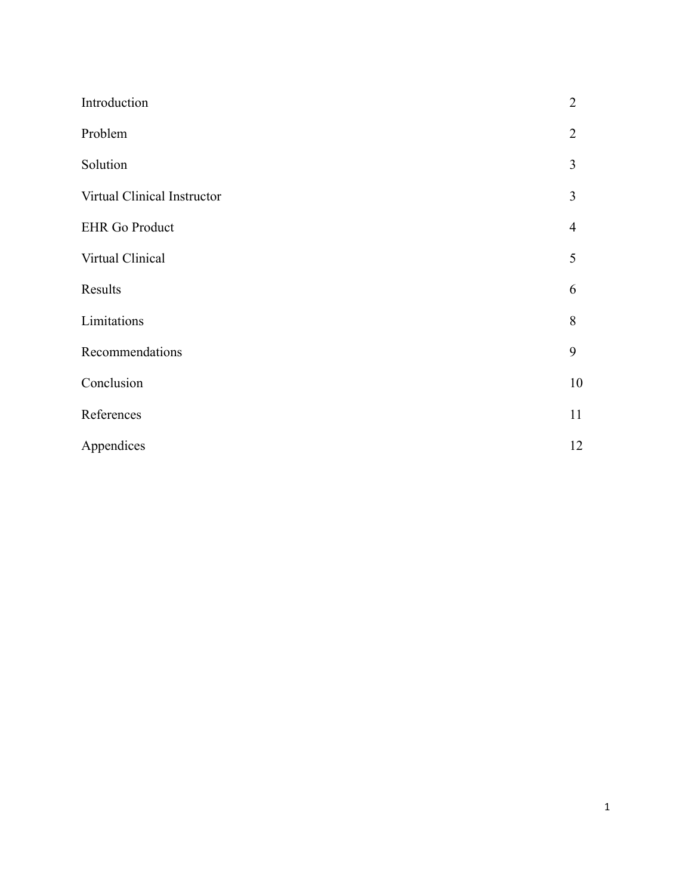| | |
|---|---|
| Introduction | 2 |
| Problem | 2 |
| Solution | 3 |
| Virtual Clinical Instructor | 3 |
| EHR Go Product | 4 |
| Virtual Clinical | 5 |
| Results | 6 |
| Limitations | 8 |
| Recommendations | 9 |
| Conclusion | 10 |
| References | 11 |
| Appendices | 12 |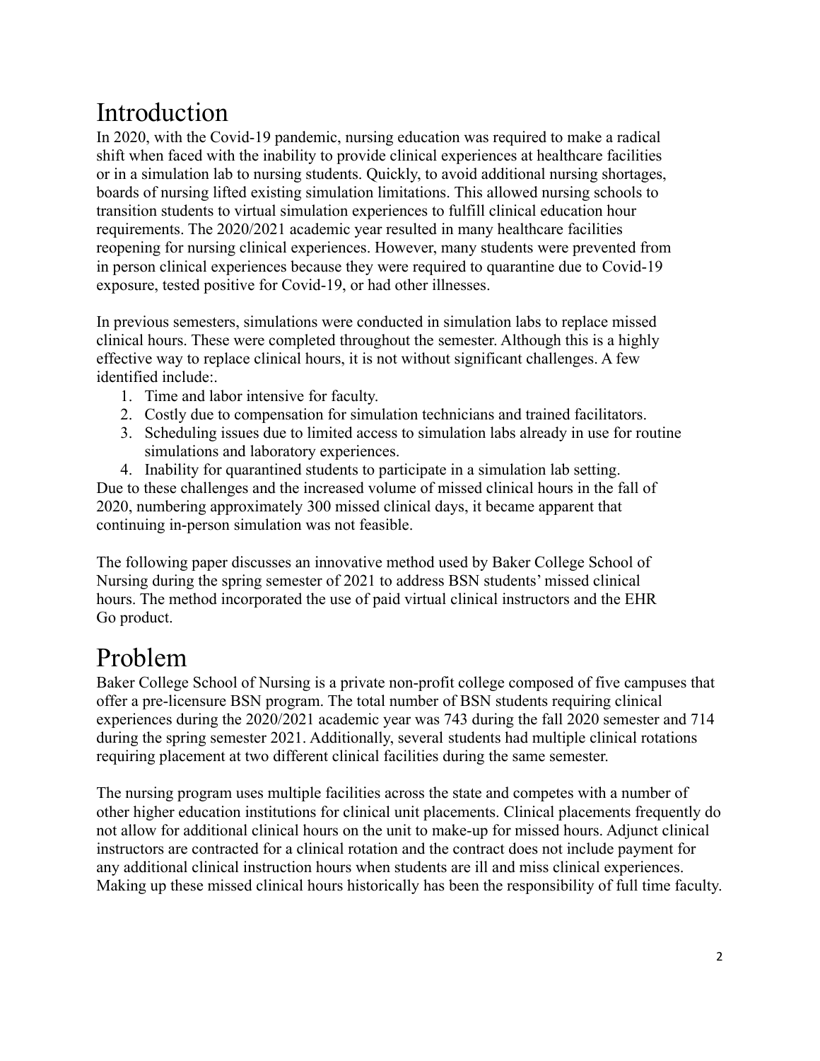# Introduction

In 2020, with the Covid-19 pandemic, nursing education was required to make a radical shift when faced with the inability to provide clinical experiences at healthcare facilities or in a simulation lab to nursing students. Quickly, to avoid additional nursing shortages, boards of nursing lifted existing simulation limitations. This allowed nursing schools to transition students to virtual simulation experiences to fulfill clinical education hour requirements. The 2020/2021 academic year resulted in many healthcare facilities reopening for nursing clinical experiences. However, many students were prevented from in person clinical experiences because they were required to quarantine due to Covid-19 exposure, tested positive for Covid-19, or had other illnesses.

In previous semesters, simulations were conducted in simulation labs to replace missed clinical hours. These were completed throughout the semester. Although this is a highly effective way to replace clinical hours, it is not without significant challenges. A few identified include:.

1. Time and labor intensive for faculty.
2. Costly due to compensation for simulation technicians and trained facilitators.
3. Scheduling issues due to limited access to simulation labs already in use for routine simulations and laboratory experiences.
4. Inability for quarantined students to participate in a simulation lab setting.

Due to these challenges and the increased volume of missed clinical hours in the fall of 2020, numbering approximately 300 missed clinical days, it became apparent that continuing in-person simulation was not feasible.

The following paper discusses an innovative method used by Baker College School of Nursing during the spring semester of 2021 to address BSN students' missed clinical hours. The method incorporated the use of paid virtual clinical instructors and the EHR Go product.

# Problem

Baker College School of Nursing is a private non-profit college composed of five campuses that offer a pre-licensure BSN program. The total number of BSN students requiring clinical experiences during the 2020/2021 academic year was 743 during the fall 2020 semester and 714 during the spring semester 2021. Additionally, several students had multiple clinical rotations requiring placement at two different clinical facilities during the same semester.

The nursing program uses multiple facilities across the state and competes with a number of other higher education institutions for clinical unit placements. Clinical placements frequently do not allow for additional clinical hours on the unit to make-up for missed hours. Adjunct clinical instructors are contracted for a clinical rotation and the contract does not include payment for any additional clinical instruction hours when students are ill and miss clinical experiences. Making up these missed clinical hours historically has been the responsibility of full time faculty.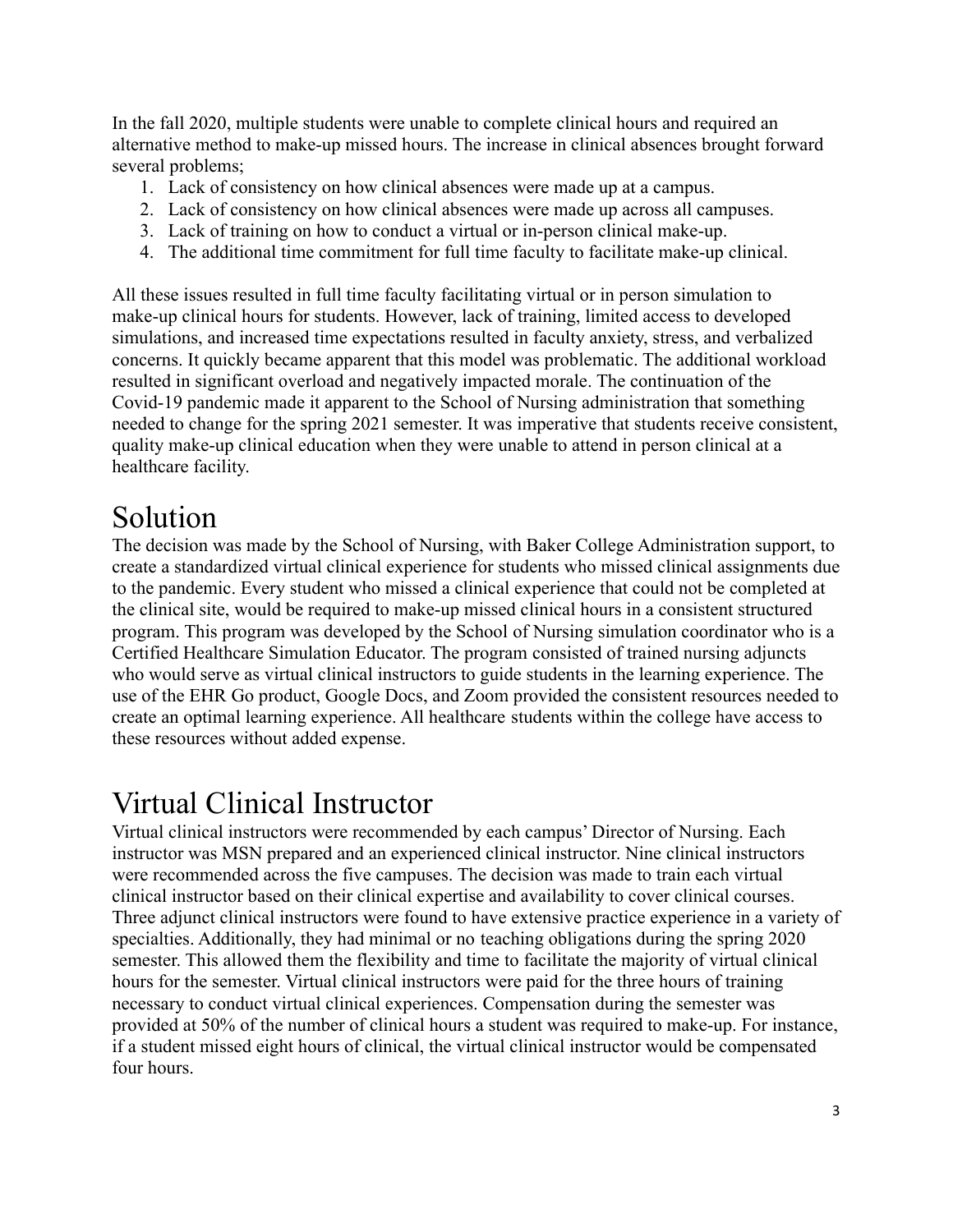In the fall 2020, multiple students were unable to complete clinical hours and required an alternative method to make-up missed hours. The increase in clinical absences brought forward several problems;

1. Lack of consistency on how clinical absences were made up at a campus.
2. Lack of consistency on how clinical absences were made up across all campuses.
3. Lack of training on how to conduct a virtual or in-person clinical make-up.
4. The additional time commitment for full time faculty to facilitate make-up clinical.

All these issues resulted in full time faculty facilitating virtual or in person simulation to make-up clinical hours for students. However, lack of training, limited access to developed simulations, and increased time expectations resulted in faculty anxiety, stress, and verbalized concerns. It quickly became apparent that this model was problematic. The additional workload resulted in significant overload and negatively impacted morale. The continuation of the Covid-19 pandemic made it apparent to the School of Nursing administration that something needed to change for the spring 2021 semester. It was imperative that students receive consistent, quality make-up clinical education when they were unable to attend in person clinical at a healthcare facility.

# Solution

The decision was made by the School of Nursing, with Baker College Administration support, to create a standardized virtual clinical experience for students who missed clinical assignments due to the pandemic. Every student who missed a clinical experience that could not be completed at the clinical site, would be required to make-up missed clinical hours in a consistent structured program. This program was developed by the School of Nursing simulation coordinator who is a Certified Healthcare Simulation Educator. The program consisted of trained nursing adjuncts who would serve as virtual clinical instructors to guide students in the learning experience. The use of the EHR Go product, Google Docs, and Zoom provided the consistent resources needed to create an optimal learning experience. All healthcare students within the college have access to these resources without added expense.

# Virtual Clinical Instructor

Virtual clinical instructors were recommended by each campus' Director of Nursing. Each instructor was MSN prepared and an experienced clinical instructor. Nine clinical instructors were recommended across the five campuses. The decision was made to train each virtual clinical instructor based on their clinical expertise and availability to cover clinical courses. Three adjunct clinical instructors were found to have extensive practice experience in a variety of specialties. Additionally, they had minimal or no teaching obligations during the spring 2020 semester. This allowed them the flexibility and time to facilitate the majority of virtual clinical hours for the semester. Virtual clinical instructors were paid for the three hours of training necessary to conduct virtual clinical experiences. Compensation during the semester was provided at 50% of the number of clinical hours a student was required to make-up. For instance, if a student missed eight hours of clinical, the virtual clinical instructor would be compensated four hours.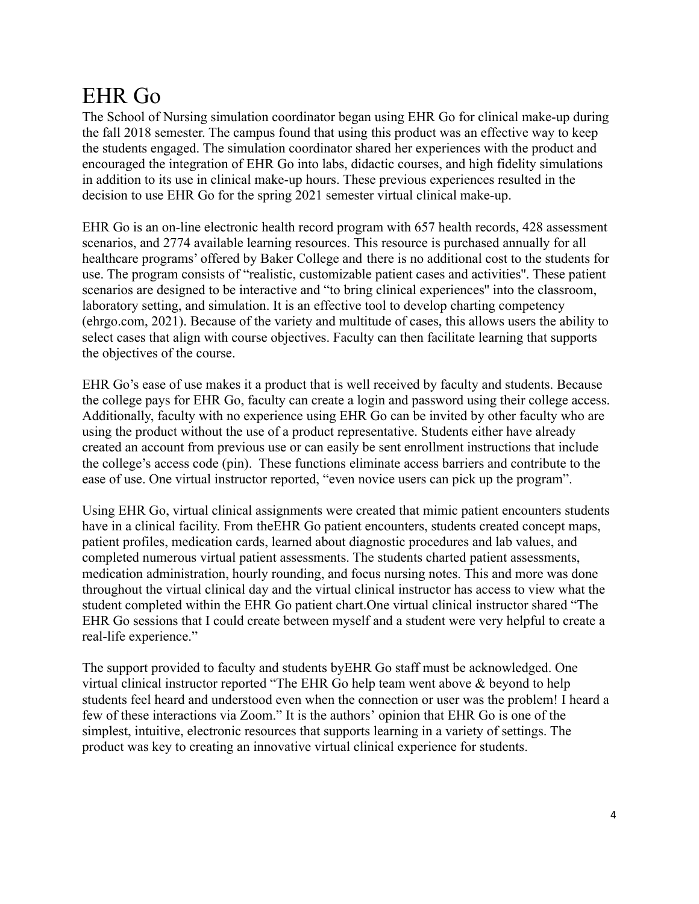# EHR Go

The School of Nursing simulation coordinator began using EHR Go for clinical make-up during the fall 2018 semester. The campus found that using this product was an effective way to keep the students engaged. The simulation coordinator shared her experiences with the product and encouraged the integration of EHR Go into labs, didactic courses, and high fidelity simulations in addition to its use in clinical make-up hours. These previous experiences resulted in the decision to use EHR Go for the spring 2021 semester virtual clinical make-up.

EHR Go is an on-line electronic health record program with 657 health records, 428 assessment scenarios, and 2774 available learning resources. This resource is purchased annually for all healthcare programs' offered by Baker College and there is no additional cost to the students for use. The program consists of "realistic, customizable patient cases and activities". These patient scenarios are designed to be interactive and "to bring clinical experiences" into the classroom, laboratory setting, and simulation. It is an effective tool to develop charting competency (ehrgo.com, 2021). Because of the variety and multitude of cases, this allows users the ability to select cases that align with course objectives. Faculty can then facilitate learning that supports the objectives of the course.

EHR Go's ease of use makes it a product that is well received by faculty and students. Because the college pays for EHR Go, faculty can create a login and password using their college access. Additionally, faculty with no experience using EHR Go can be invited by other faculty who are using the product without the use of a product representative. Students either have already created an account from previous use or can easily be sent enrollment instructions that include the college's access code (pin). These functions eliminate access barriers and contribute to the ease of use. One virtual instructor reported, "even novice users can pick up the program".

Using EHR Go, virtual clinical assignments were created that mimic patient encounters students have in a clinical facility. From theEHR Go patient encounters, students created concept maps, patient profiles, medication cards, learned about diagnostic procedures and lab values, and completed numerous virtual patient assessments. The students charted patient assessments, medication administration, hourly rounding, and focus nursing notes. This and more was done throughout the virtual clinical day and the virtual clinical instructor has access to view what the student completed within the EHR Go patient chart.One virtual clinical instructor shared "The EHR Go sessions that I could create between myself and a student were very helpful to create a real-life experience."

The support provided to faculty and students byEHR Go staff must be acknowledged. One virtual clinical instructor reported "The EHR Go help team went above & beyond to help students feel heard and understood even when the connection or user was the problem! I heard a few of these interactions via Zoom." It is the authors' opinion that EHR Go is one of the simplest, intuitive, electronic resources that supports learning in a variety of settings. The product was key to creating an innovative virtual clinical experience for students.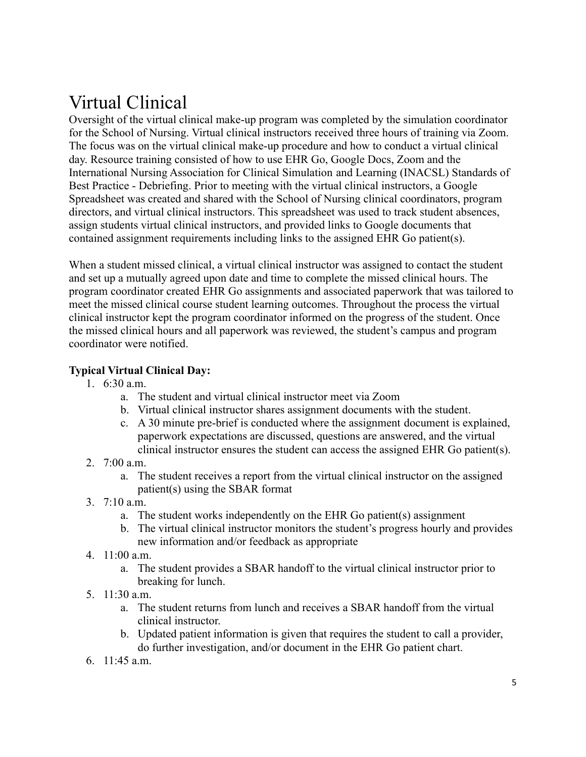# Virtual Clinical

Oversight of the virtual clinical make-up program was completed by the simulation coordinator for the School of Nursing. Virtual clinical instructors received three hours of training via Zoom. The focus was on the virtual clinical make-up procedure and how to conduct a virtual clinical day. Resource training consisted of how to use EHR Go, Google Docs, Zoom and the International Nursing Association for Clinical Simulation and Learning (INACSL) Standards of Best Practice - Debriefing. Prior to meeting with the virtual clinical instructors, a Google Spreadsheet was created and shared with the School of Nursing clinical coordinators, program directors, and virtual clinical instructors. This spreadsheet was used to track student absences, assign students virtual clinical instructors, and provided links to Google documents that contained assignment requirements including links to the assigned EHR Go patient(s).

When a student missed clinical, a virtual clinical instructor was assigned to contact the student and set up a mutually agreed upon date and time to complete the missed clinical hours. The program coordinator created EHR Go assignments and associated paperwork that was tailored to meet the missed clinical course student learning outcomes. Throughout the process the virtual clinical instructor kept the program coordinator informed on the progress of the student. Once the missed clinical hours and all paperwork was reviewed, the student's campus and program coordinator were notified.

**Typical Virtual Clinical Day:**

1. 6:30 a.m.
   a. The student and virtual clinical instructor meet via Zoom
   b. Virtual clinical instructor shares assignment documents with the student.
   c. A 30 minute pre-brief is conducted where the assignment document is explained, paperwork expectations are discussed, questions are answered, and the virtual clinical instructor ensures the student can access the assigned EHR Go patient(s).
2. 7:00 a.m.
   a. The student receives a report from the virtual clinical instructor on the assigned patient(s) using the SBAR format
3. 7:10 a.m.
   a. The student works independently on the EHR Go patient(s) assignment
   b. The virtual clinical instructor monitors the student's progress hourly and provides new information and/or feedback as appropriate
4. 11:00 a.m.
   a. The student provides a SBAR handoff to the virtual clinical instructor prior to breaking for lunch.
5. 11:30 a.m.
   a. The student returns from lunch and receives a SBAR handoff from the virtual clinical instructor.
   b. Updated patient information is given that requires the student to call a provider, do further investigation, and/or document in the EHR Go patient chart.
6. 11:45 a.m.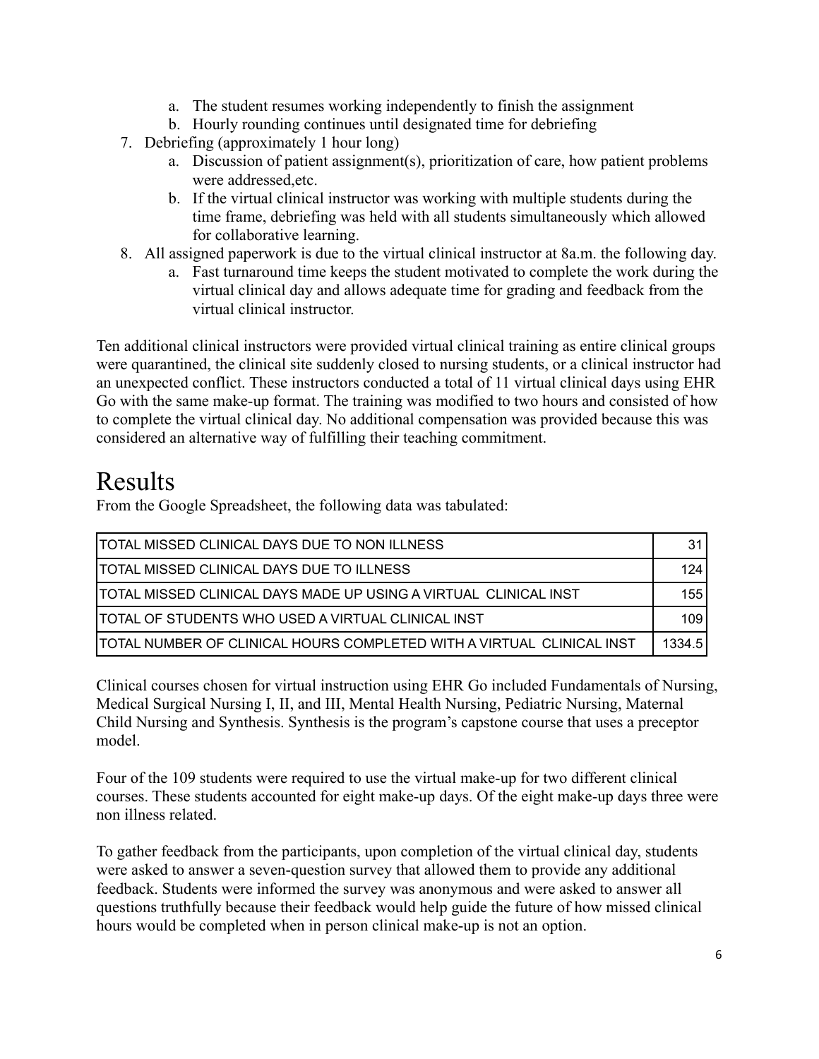a. The student resumes working independently to finish the assignment
   b. Hourly rounding continues until designated time for debriefing
7. Debriefing (approximately 1 hour long)
   a. Discussion of patient assignment(s), prioritization of care, how patient problems were addressed,etc.
   b. If the virtual clinical instructor was working with multiple students during the time frame, debriefing was held with all students simultaneously which allowed for collaborative learning.
8. All assigned paperwork is due to the virtual clinical instructor at 8a.m. the following day.
   a. Fast turnaround time keeps the student motivated to complete the work during the virtual clinical day and allows adequate time for grading and feedback from the virtual clinical instructor.

Ten additional clinical instructors were provided virtual clinical training as entire clinical groups were quarantined, the clinical site suddenly closed to nursing students, or a clinical instructor had an unexpected conflict. These instructors conducted a total of 11 virtual clinical days using EHR Go with the same make-up format. The training was modified to two hours and consisted of how to complete the virtual clinical day. No additional compensation was provided because this was considered an alternative way of fulfilling their teaching commitment.

# Results

From the Google Spreadsheet, the following data was tabulated:

| | |
|---|---|
| TOTAL MISSED CLINICAL DAYS DUE TO NON ILLNESS | 31 |
| TOTAL MISSED CLINICAL DAYS DUE TO ILLNESS | 124 |
| TOTAL MISSED CLINICAL DAYS MADE UP USING A VIRTUAL CLINICAL INST | 155 |
| TOTAL OF STUDENTS WHO USED A VIRTUAL CLINICAL INST | 109 |
| TOTAL NUMBER OF CLINICAL HOURS COMPLETED WITH A VIRTUAL CLINICAL INST | 1334.5 |

Clinical courses chosen for virtual instruction using EHR Go included Fundamentals of Nursing, Medical Surgical Nursing I, II, and III, Mental Health Nursing, Pediatric Nursing, Maternal Child Nursing and Synthesis. Synthesis is the program's capstone course that uses a preceptor model.

Four of the 109 students were required to use the virtual make-up for two different clinical courses. These students accounted for eight make-up days. Of the eight make-up days three were non illness related.

To gather feedback from the participants, upon completion of the virtual clinical day, students were asked to answer a seven-question survey that allowed them to provide any additional feedback. Students were informed the survey was anonymous and were asked to answer all questions truthfully because their feedback would help guide the future of how missed clinical hours would be completed when in person clinical make-up is not an option.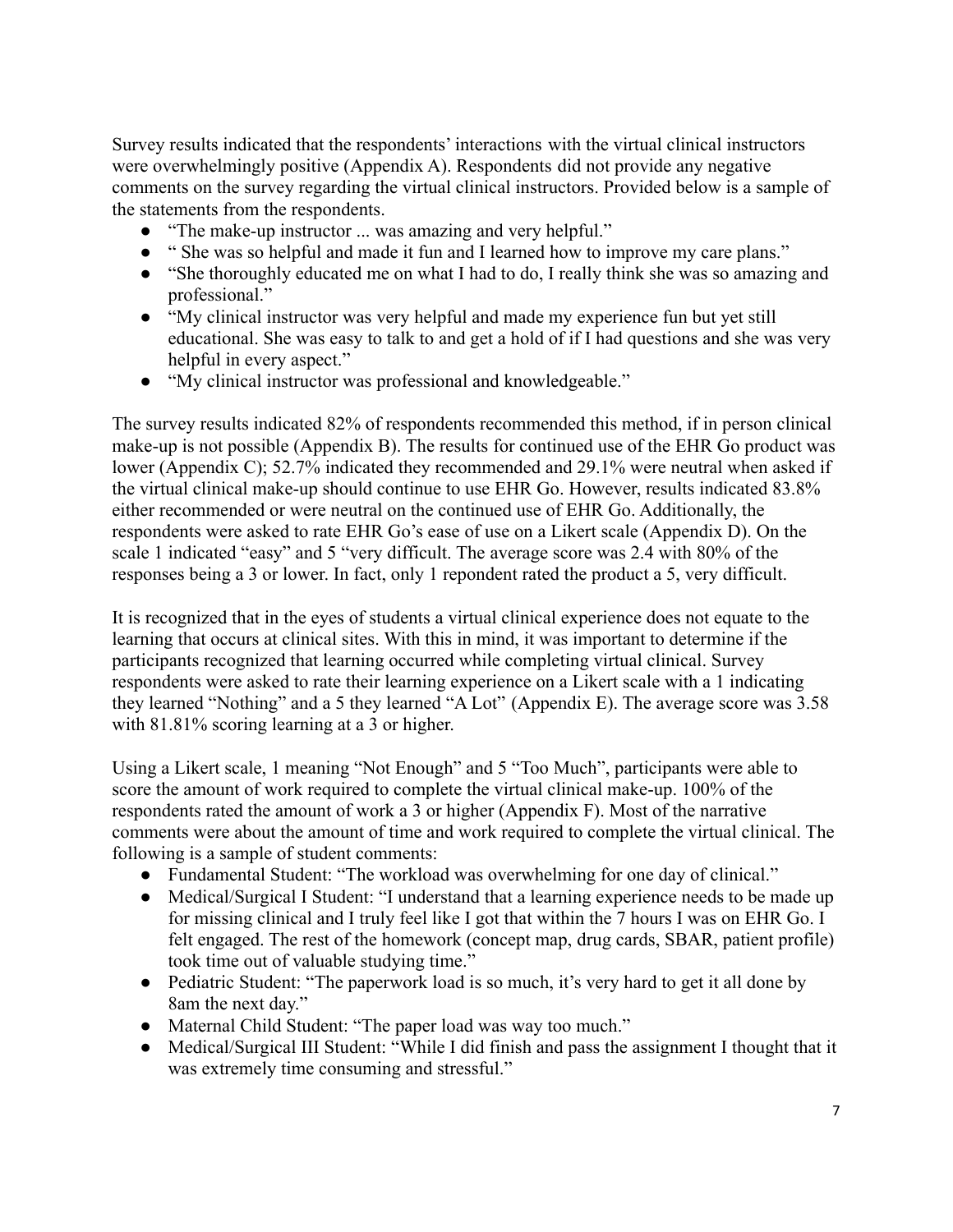Survey results indicated that the respondents' interactions with the virtual clinical instructors were overwhelmingly positive (Appendix A). Respondents did not provide any negative comments on the survey regarding the virtual clinical instructors. Provided below is a sample of the statements from the respondents.

- "The make-up instructor ... was amazing and very helpful."
- " She was so helpful and made it fun and I learned how to improve my care plans."
- "She thoroughly educated me on what I had to do, I really think she was so amazing and professional."
- "My clinical instructor was very helpful and made my experience fun but yet still educational. She was easy to talk to and get a hold of if I had questions and she was very helpful in every aspect."
- "My clinical instructor was professional and knowledgeable."

The survey results indicated 82% of respondents recommended this method, if in person clinical make-up is not possible (Appendix B). The results for continued use of the EHR Go product was lower (Appendix C); 52.7% indicated they recommended and 29.1% were neutral when asked if the virtual clinical make-up should continue to use EHR Go. However, results indicated 83.8% either recommended or were neutral on the continued use of EHR Go. Additionally, the respondents were asked to rate EHR Go's ease of use on a Likert scale (Appendix D). On the scale 1 indicated "easy" and 5 "very difficult. The average score was 2.4 with 80% of the responses being a 3 or lower. In fact, only 1 repondent rated the product a 5, very difficult.

It is recognized that in the eyes of students a virtual clinical experience does not equate to the learning that occurs at clinical sites. With this in mind, it was important to determine if the participants recognized that learning occurred while completing virtual clinical. Survey respondents were asked to rate their learning experience on a Likert scale with a 1 indicating they learned "Nothing" and a 5 they learned "A Lot" (Appendix E). The average score was 3.58 with 81.81% scoring learning at a 3 or higher.

Using a Likert scale, 1 meaning "Not Enough" and 5 "Too Much", participants were able to score the amount of work required to complete the virtual clinical make-up. 100% of the respondents rated the amount of work a 3 or higher (Appendix F). Most of the narrative comments were about the amount of time and work required to complete the virtual clinical. The following is a sample of student comments:

- Fundamental Student: "The workload was overwhelming for one day of clinical."
- Medical/Surgical I Student: "I understand that a learning experience needs to be made up for missing clinical and I truly feel like I got that within the 7 hours I was on EHR Go. I felt engaged. The rest of the homework (concept map, drug cards, SBAR, patient profile) took time out of valuable studying time."
- Pediatric Student: "The paperwork load is so much, it's very hard to get it all done by 8am the next day."
- Maternal Child Student: "The paper load was way too much."
- Medical/Surgical III Student: "While I did finish and pass the assignment I thought that it was extremely time consuming and stressful."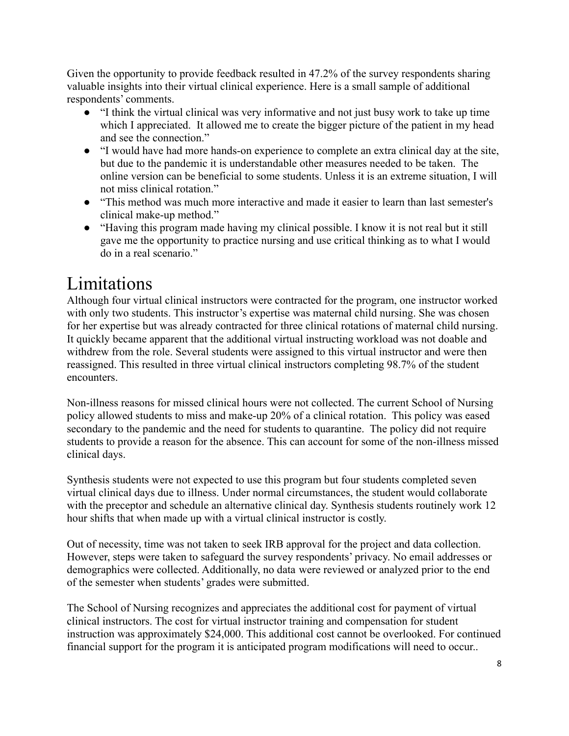Given the opportunity to provide feedback resulted in 47.2% of the survey respondents sharing valuable insights into their virtual clinical experience. Here is a small sample of additional respondents' comments.

- "I think the virtual clinical was very informative and not just busy work to take up time which I appreciated. It allowed me to create the bigger picture of the patient in my head and see the connection."
- "I would have had more hands-on experience to complete an extra clinical day at the site, but due to the pandemic it is understandable other measures needed to be taken. The online version can be beneficial to some students. Unless it is an extreme situation, I will not miss clinical rotation."
- "This method was much more interactive and made it easier to learn than last semester's clinical make-up method."
- "Having this program made having my clinical possible. I know it is not real but it still gave me the opportunity to practice nursing and use critical thinking as to what I would do in a real scenario."

# Limitations

Although four virtual clinical instructors were contracted for the program, one instructor worked with only two students. This instructor's expertise was maternal child nursing. She was chosen for her expertise but was already contracted for three clinical rotations of maternal child nursing. It quickly became apparent that the additional virtual instructing workload was not doable and withdrew from the role. Several students were assigned to this virtual instructor and were then reassigned. This resulted in three virtual clinical instructors completing 98.7% of the student encounters.

Non-illness reasons for missed clinical hours were not collected. The current School of Nursing policy allowed students to miss and make-up 20% of a clinical rotation. This policy was eased secondary to the pandemic and the need for students to quarantine. The policy did not require students to provide a reason for the absence. This can account for some of the non-illness missed clinical days.

Synthesis students were not expected to use this program but four students completed seven virtual clinical days due to illness. Under normal circumstances, the student would collaborate with the preceptor and schedule an alternative clinical day. Synthesis students routinely work 12 hour shifts that when made up with a virtual clinical instructor is costly.

Out of necessity, time was not taken to seek IRB approval for the project and data collection. However, steps were taken to safeguard the survey respondents' privacy. No email addresses or demographics were collected. Additionally, no data were reviewed or analyzed prior to the end of the semester when students' grades were submitted.

The School of Nursing recognizes and appreciates the additional cost for payment of virtual clinical instructors. The cost for virtual instructor training and compensation for student instruction was approximately $24,000. This additional cost cannot be overlooked. For continued financial support for the program it is anticipated program modifications will need to occur..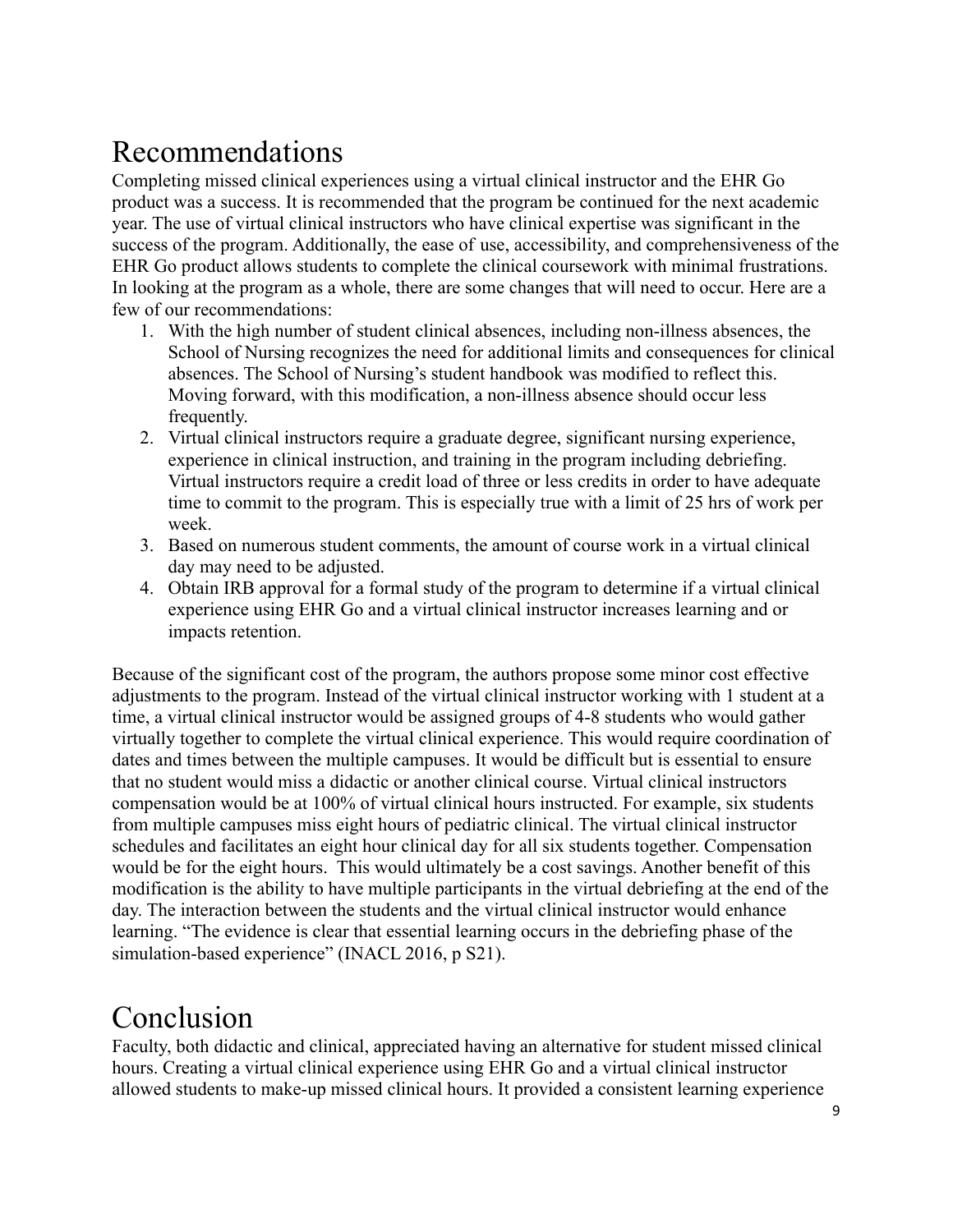# Recommendations

Completing missed clinical experiences using a virtual clinical instructor and the EHR Go product was a success. It is recommended that the program be continued for the next academic year. The use of virtual clinical instructors who have clinical expertise was significant in the success of the program. Additionally, the ease of use, accessibility, and comprehensiveness of the EHR Go product allows students to complete the clinical coursework with minimal frustrations. In looking at the program as a whole, there are some changes that will need to occur. Here are a few of our recommendations:

1. With the high number of student clinical absences, including non-illness absences, the School of Nursing recognizes the need for additional limits and consequences for clinical absences. The School of Nursing's student handbook was modified to reflect this. Moving forward, with this modification, a non-illness absence should occur less frequently.
2. Virtual clinical instructors require a graduate degree, significant nursing experience, experience in clinical instruction, and training in the program including debriefing. Virtual instructors require a credit load of three or less credits in order to have adequate time to commit to the program. This is especially true with a limit of 25 hrs of work per week.
3. Based on numerous student comments, the amount of course work in a virtual clinical day may need to be adjusted.
4. Obtain IRB approval for a formal study of the program to determine if a virtual clinical experience using EHR Go and a virtual clinical instructor increases learning and or impacts retention.

Because of the significant cost of the program, the authors propose some minor cost effective adjustments to the program. Instead of the virtual clinical instructor working with 1 student at a time, a virtual clinical instructor would be assigned groups of 4-8 students who would gather virtually together to complete the virtual clinical experience. This would require coordination of dates and times between the multiple campuses. It would be difficult but is essential to ensure that no student would miss a didactic or another clinical course. Virtual clinical instructors compensation would be at 100% of virtual clinical hours instructed. For example, six students from multiple campuses miss eight hours of pediatric clinical. The virtual clinical instructor schedules and facilitates an eight hour clinical day for all six students together. Compensation would be for the eight hours. This would ultimately be a cost savings. Another benefit of this modification is the ability to have multiple participants in the virtual debriefing at the end of the day. The interaction between the students and the virtual clinical instructor would enhance learning. "The evidence is clear that essential learning occurs in the debriefing phase of the simulation-based experience" (INACL 2016, p S21).

# Conclusion

Faculty, both didactic and clinical, appreciated having an alternative for student missed clinical hours. Creating a virtual clinical experience using EHR Go and a virtual clinical instructor allowed students to make-up missed clinical hours. It provided a consistent learning experience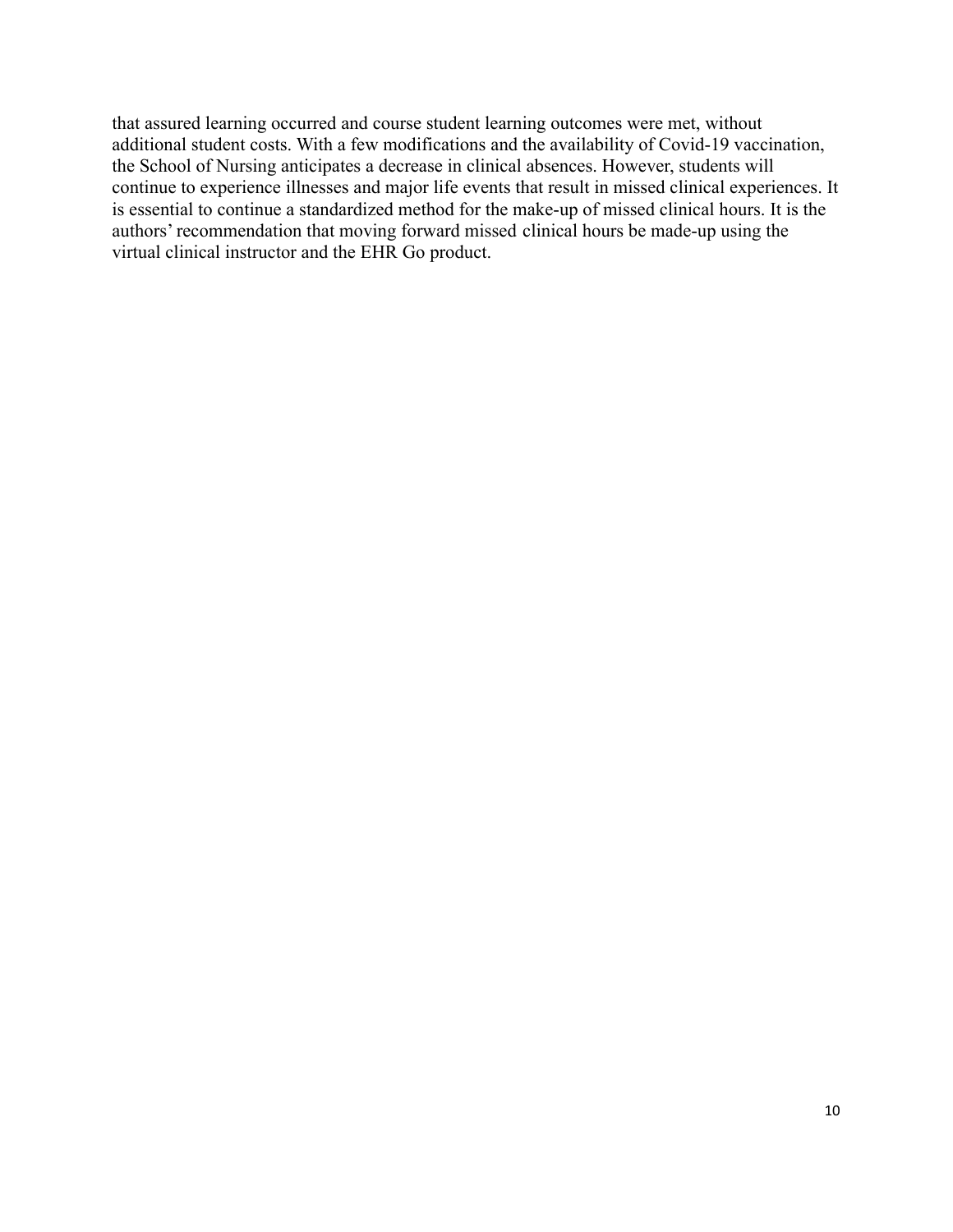that assured learning occurred and course student learning outcomes were met, without additional student costs. With a few modifications and the availability of Covid-19 vaccination, the School of Nursing anticipates a decrease in clinical absences. However, students will continue to experience illnesses and major life events that result in missed clinical experiences. It is essential to continue a standardized method for the make-up of missed clinical hours. It is the authors' recommendation that moving forward missed clinical hours be made-up using the virtual clinical instructor and the EHR Go product.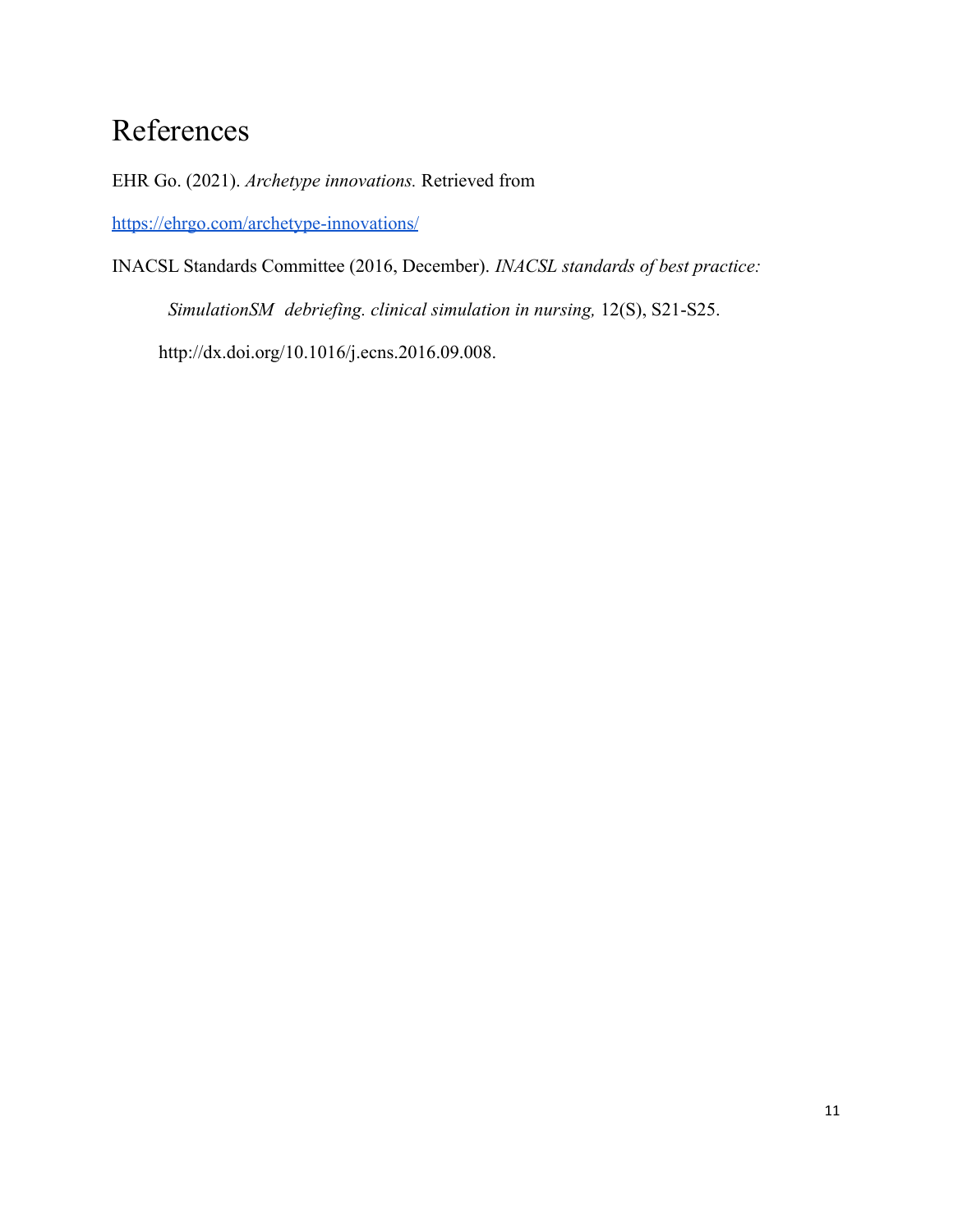# References

EHR Go. (2021). *Archetype innovations.* Retrieved from

https://ehrgo.com/archetype-innovations/

INACSL Standards Committee (2016, December). *INACSL standards of best practice: SimulationSM debriefing. clinical simulation in nursing,* 12(S), S21-S25. http://dx.doi.org/10.1016/j.ecns.2016.09.008.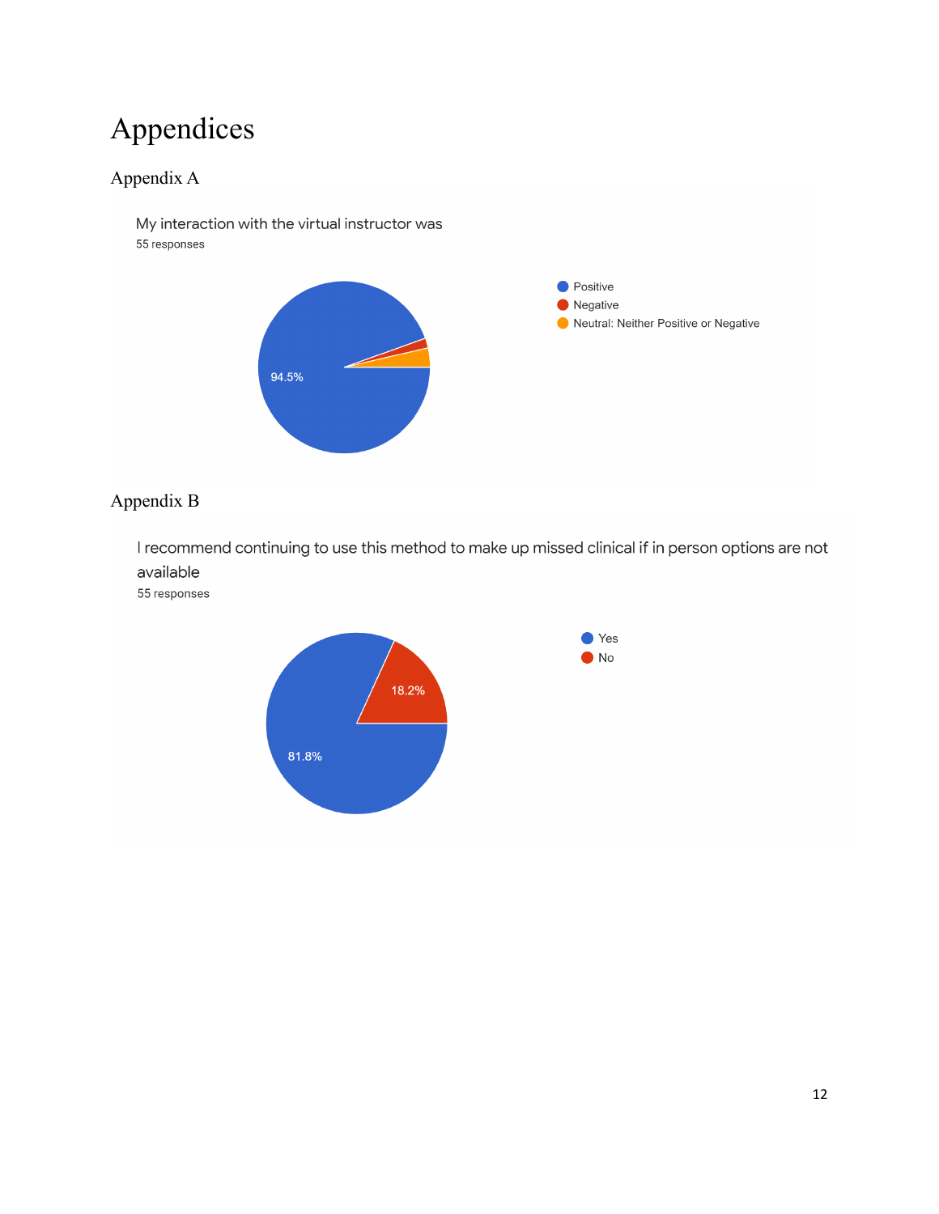# Appendices

## Appendix A

My interaction with the virtual instructor was

55 responses

- Positive
- Negative
- Neutral: Neither Positive or Negative

94.5%

## Appendix B

I recommend continuing to use this method to make up missed clinical if in person options are not available

55 responses

- Yes
- No

18.2%

81.8%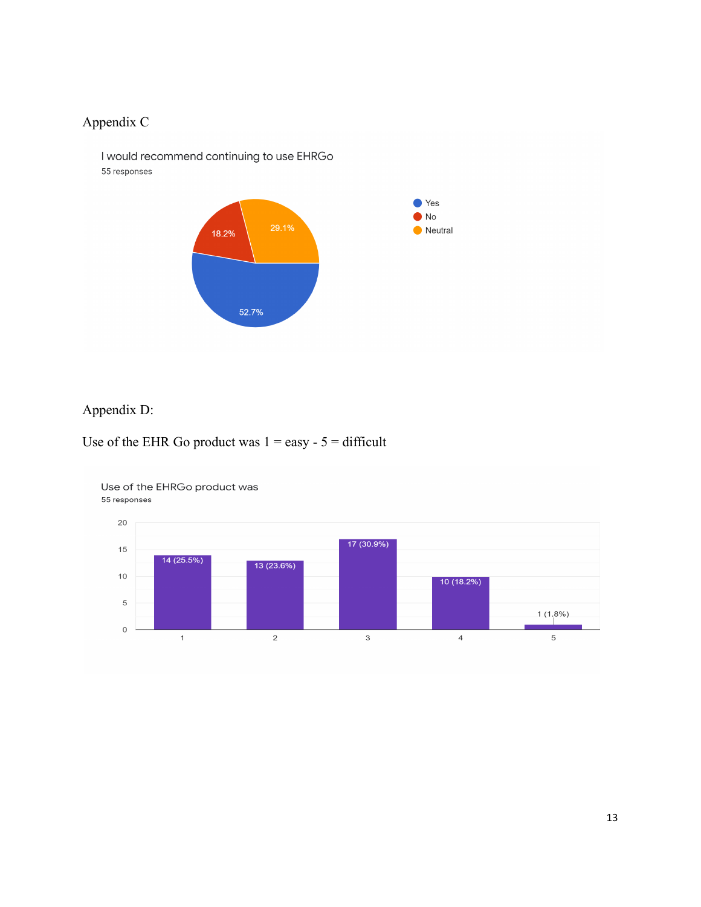Appendix C

I would recommend continuing to use EHRGo
55 responses

| Response | Percentage |
| --- | --- |
| Yes | 52.7% |
| No | 18.2% |
| Neutral | 29.1% |

Appendix D:

Use of the EHR Go product was 1 = easy - 5 = difficult

Use of the EHRGo product was
55 responses

| Rating | Responses |
| --- | --- |
| 1 | 14 (25.5%) |
| 2 | 13 (23.6%) |
| 3 | 17 (30.9%) |
| 4 | 10 (18.2%) |
| 5 | 1 (1.8%) |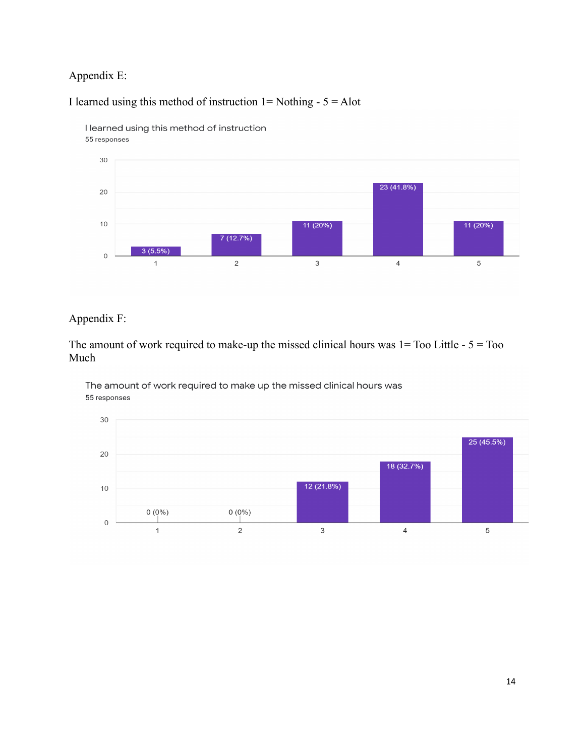Appendix E:

I learned using this method of instruction 1= Nothing - 5 = Alot

I learned using this method of instruction
55 responses

30
20
10
0

3 (5.5%)
7 (12.7%)
11 (20%)
23 (41.8%)
11 (20%)

1
2
3
4
5

Appendix F:

The amount of work required to make-up the missed clinical hours was 1= Too Little - 5 = Too Much

The amount of work required to make up the missed clinical hours was
55 responses

30
20
10
0

0 (0%)
0 (0%)
12 (21.8%)
18 (32.7%)
25 (45.5%)

1
2
3
4
5